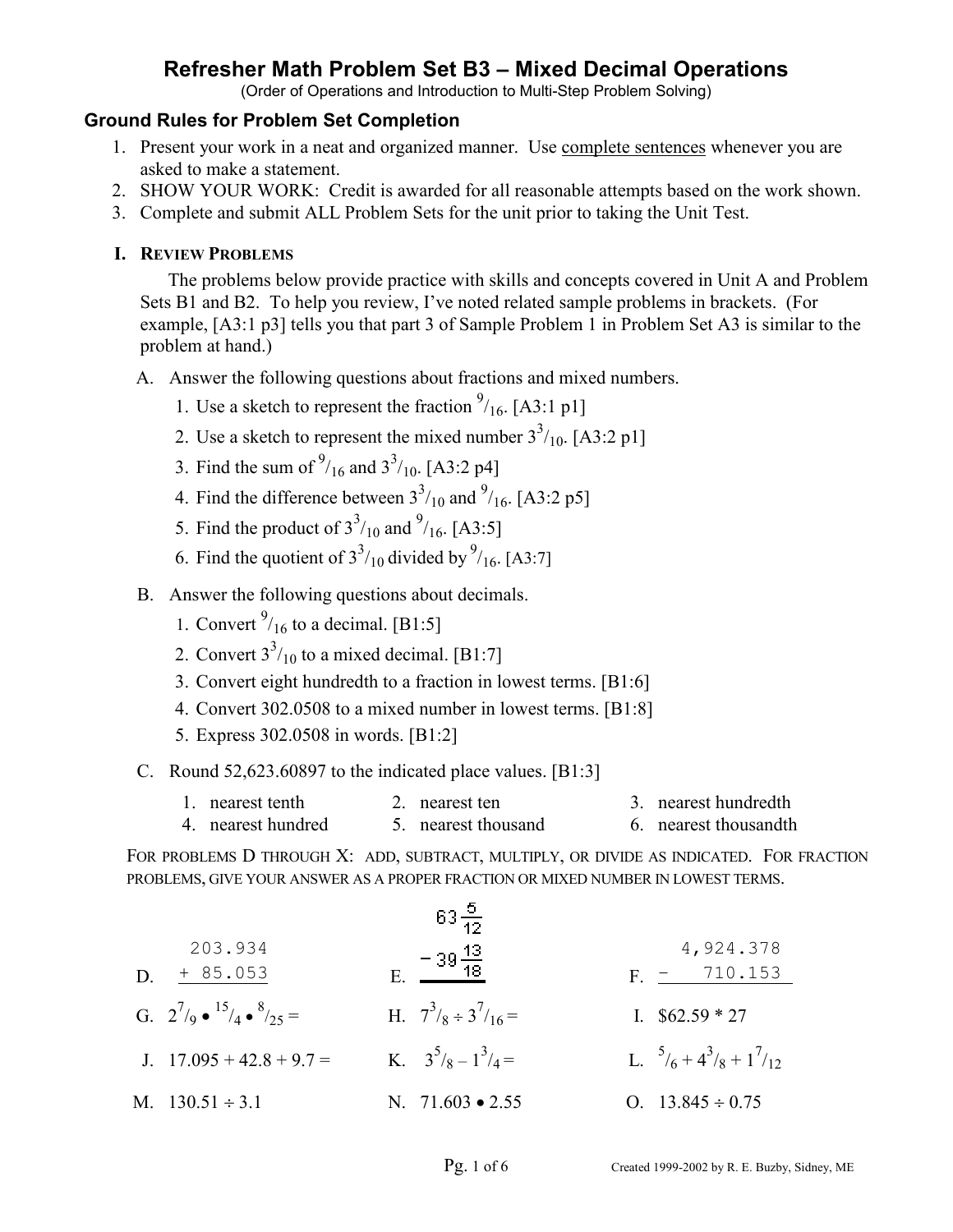# Refresher Math Problem Set B3 – Mixed Decimal Operations

(Order of Operations and Introduction to Multi-Step Problem Solving)

## Ground Rules for Problem Set Completion

1. Present your work in a neat and organized manner. Use complete sentences whenever you are asked to make a statement.
2. SHOW YOUR WORK: Credit is awarded for all reasonable attempts based on the work shown.
3. Complete and submit ALL Problem Sets for the unit prior to taking the Unit Test.

### I. Review Problems

The problems below provide practice with skills and concepts covered in Unit A and Problem Sets B1 and B2. To help you review, I've noted related sample problems in brackets. (For example, [A3:1 p3] tells you that part 3 of Sample Problem 1 in Problem Set A3 is similar to the problem at hand.)

A. Answer the following questions about fractions and mixed numbers.

1. Use a sketch to represent the fraction $^9/_{16}$. [A3:1 p1]
2. Use a sketch to represent the mixed number $3^3/_{10}$. [A3:2 p1]
3. Find the sum of $^9/_{16}$ and $3^3/_{10}$. [A3:2 p4]
4. Find the difference between $3^3/_{10}$ and $^9/_{16}$. [A3:2 p5]
5. Find the product of $3^3/_{10}$ and $^9/_{16}$. [A3:5]
6. Find the quotient of $3^3/_{10}$ divided by $^9/_{16}$. [A3:7]

B. Answer the following questions about decimals.

1. Convert $^9/_{16}$ to a decimal. [B1:5]
2. Convert $3^3/_{10}$ to a mixed decimal. [B1:7]
3. Convert eight hundredth to a fraction in lowest terms. [B1:6]
4. Convert 302.0508 to a mixed number in lowest terms. [B1:8]
5. Express 302.0508 in words. [B1:2]

C. Round 52,623.60897 to the indicated place values. [B1:3]

1. nearest tenth
2. nearest ten
3. nearest hundredth
4. nearest hundred
5. nearest thousand
6. nearest thousandth

FOR PROBLEMS D THROUGH X: ADD, SUBTRACT, MULTIPLY, OR DIVIDE AS INDICATED. FOR FRACTION PROBLEMS, GIVE YOUR ANSWER AS A PROPER FRACTION OR MIXED NUMBER IN LOWEST TERMS.

D. $\begin{array}{r} 203.934 \\ +\ 85.053 \\ \hline \end{array}$

E. $\begin{array}{r} 63\frac{5}{12} \\ -\ 39\frac{13}{18} \\ \hline \end{array}$

F. $\begin{array}{r} 4,924.378 \\ -\ 710.153 \\ \hline \end{array}$

G. $2^7/_9 \bullet {}^{15}/_4 \bullet {}^8/_{25} =$

H. $7^3/_8 \div 3^7/_{16} =$

I. $62.59 * 27

J. $17.095 + 42.8 + 9.7 =$

K. $3^5/_8 - 1^3/_4 =$

L. $^5/_6 + 4^3/_8 + 1^7/_{12}$

M. $130.51 \div 3.1$

N. $71.603 \bullet 2.55$

O. $13.845 \div 0.75$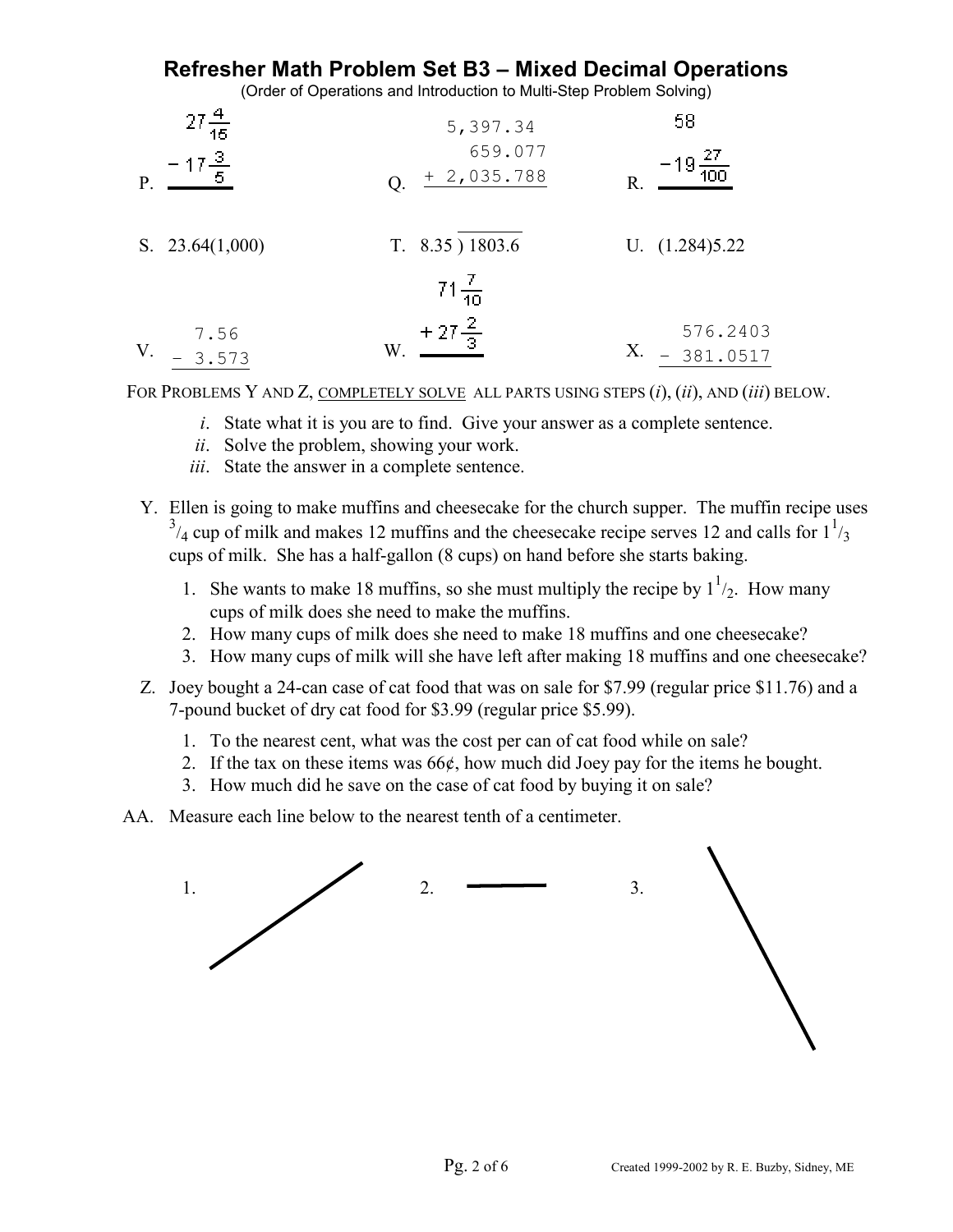# Refresher Math Problem Set B3 – Mixed Decimal Operations

(Order of Operations and Introduction to Multi-Step Problem Solving)

P. $\begin{array}{r} 27\frac{4}{15} \\ -\ 17\frac{3}{5} \\ \hline \end{array}$

Q. $\begin{array}{r} 5{,}397.34 \\ 659.077 \\ +\ 2{,}035.788 \\ \hline \end{array}$

R. $\begin{array}{r} 58 \\ -\ 19\frac{27}{100} \\ \hline \end{array}$

S. 23.64(1,000)

T. $8.35\overline{)\,1803.6}$

U. (1.284)5.22

V. $\begin{array}{r} 7.56 \\ -\ 3.573 \\ \hline \end{array}$

W. $\begin{array}{r} 71\frac{7}{10} \\ +\ 27\frac{2}{3} \\ \hline \end{array}$

X. $\begin{array}{r} 576.2403 \\ -\ 381.0517 \\ \hline \end{array}$

FOR PROBLEMS Y AND Z, COMPLETELY SOLVE ALL PARTS USING STEPS (*i*), (*ii*), AND (*iii*) BELOW.

- *i*. State what it is you are to find. Give your answer as a complete sentence.
- *ii*. Solve the problem, showing your work.
- *iii*. State the answer in a complete sentence.

Y. Ellen is going to make muffins and cheesecake for the church supper. The muffin recipe uses $^3/_4$ cup of milk and makes 12 muffins and the cheesecake recipe serves 12 and calls for $1^1/_3$ cups of milk. She has a half-gallon (8 cups) on hand before she starts baking.

1. She wants to make 18 muffins, so she must multiply the recipe by $1^1/_2$. How many cups of milk does she need to make the muffins.
2. How many cups of milk does she need to make 18 muffins and one cheesecake?
3. How many cups of milk will she have left after making 18 muffins and one cheesecake?

Z. Joey bought a 24-can case of cat food that was on sale for $7.99 (regular price $11.76) and a 7-pound bucket of dry cat food for $3.99 (regular price $5.99).

1. To the nearest cent, what was the cost per can of cat food while on sale?
2. If the tax on these items was 66¢, how much did Joey pay for the items he bought.
3. How much did he save on the case of cat food by buying it on sale?

AA. Measure each line below to the nearest tenth of a centimeter.

1. 

2. 

3.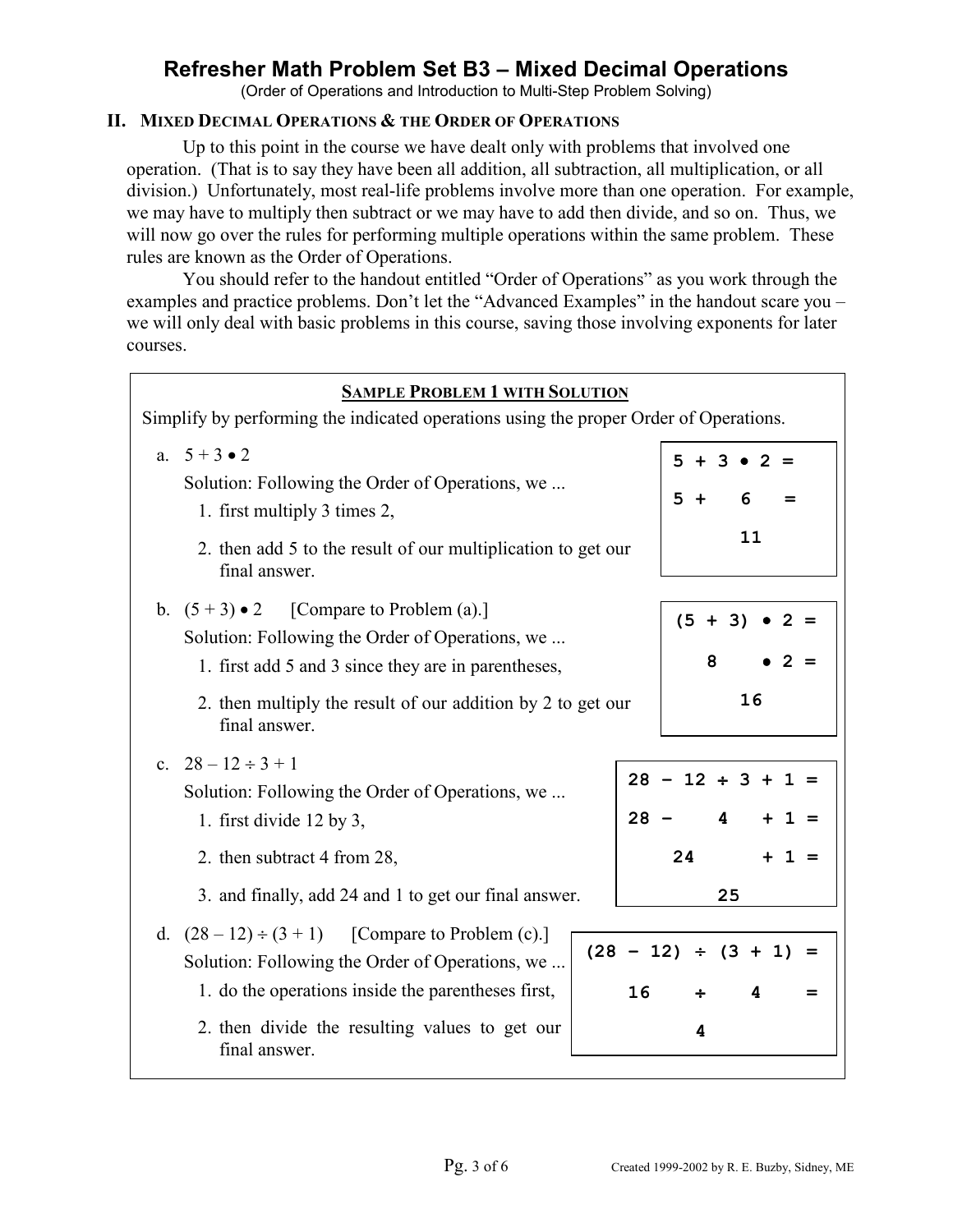# Refresher Math Problem Set B3 – Mixed Decimal Operations

(Order of Operations and Introduction to Multi-Step Problem Solving)

## II. Mixed Decimal Operations & the Order of Operations

Up to this point in the course we have dealt only with problems that involved one operation. (That is to say they have been all addition, all subtraction, all multiplication, or all division.) Unfortunately, most real-life problems involve more than one operation. For example, we may have to multiply then subtract or we may have to add then divide, and so on. Thus, we will now go over the rules for performing multiple operations within the same problem. These rules are known as the Order of Operations.

You should refer to the handout entitled "Order of Operations" as you work through the examples and practice problems. Don't let the "Advanced Examples" in the handout scare you – we will only deal with basic problems in this course, saving those involving exponents for later courses.

### Sample Problem 1 with Solution

Simplify by performing the indicated operations using the proper Order of Operations.

a. $5 + 3 \bullet 2$

Solution: Following the Order of Operations, we ...

1. first multiply 3 times 2,
2. then add 5 to the result of our multiplication to get our final answer.

```
5 + 3 • 2 =
5 +   6   =
     11
```

b. $(5 + 3) \bullet 2$  [Compare to Problem (a).]

Solution: Following the Order of Operations, we ...

1. first add 5 and 3 since they are in parentheses,
2. then multiply the result of our addition by 2 to get our final answer.

```
(5 + 3) • 2 =
   8    • 2 =
     16
```

c. $28 - 12 \div 3 + 1$

Solution: Following the Order of Operations, we ...

1. first divide 12 by 3,
2. then subtract 4 from 28,
3. and finally, add 24 and 1 to get our final answer.

```
28 − 12 ÷ 3 + 1 =
28 −    4   + 1 =
   24       + 1 =
       25
```

d. $(28 - 12) \div (3 + 1)$  [Compare to Problem (c).]

Solution: Following the Order of Operations, we ...

1. do the operations inside the parentheses first,
2. then divide the resulting values to get our final answer.

```
(28 − 12) ÷ (3 + 1) =
   16     ÷    4    =
          4
```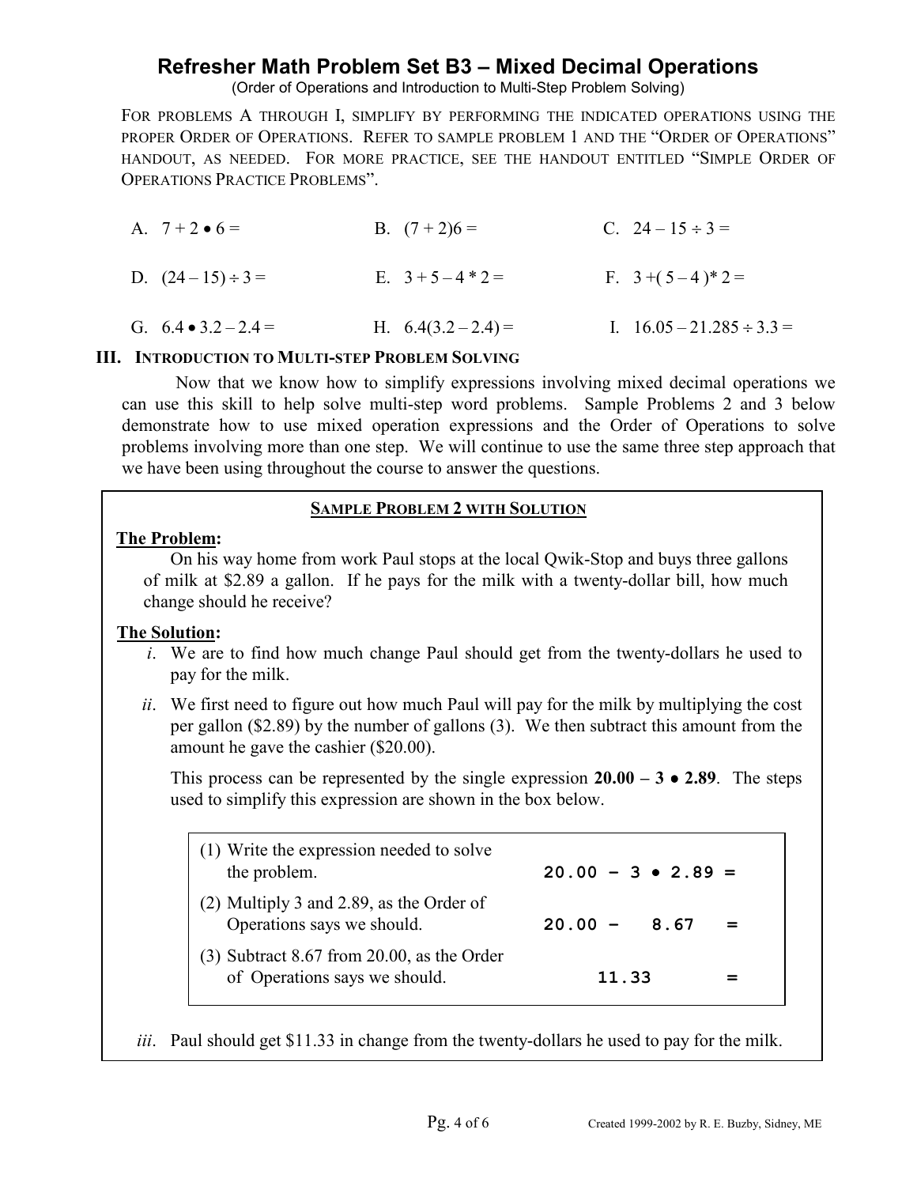# Refresher Math Problem Set B3 – Mixed Decimal Operations

(Order of Operations and Introduction to Multi-Step Problem Solving)

FOR PROBLEMS A THROUGH I, SIMPLIFY BY PERFORMING THE INDICATED OPERATIONS USING THE PROPER ORDER OF OPERATIONS. REFER TO SAMPLE PROBLEM 1 AND THE "ORDER OF OPERATIONS" HANDOUT, AS NEEDED. FOR MORE PRACTICE, SEE THE HANDOUT ENTITLED "SIMPLE ORDER OF OPERATIONS PRACTICE PROBLEMS".

A. $7 + 2 \bullet 6 =$  B. $(7 + 2)6 =$  C. $24 - 15 \div 3 =$

D. $(24 - 15) \div 3 =$  E. $3 + 5 - 4 * 2 =$  F. $3 + (5 - 4) * 2 =$

G. $6.4 \bullet 3.2 - 2.4 =$  H. $6.4(3.2 - 2.4) =$  I. $16.05 - 21.285 \div 3.3 =$

## III. INTRODUCTION TO MULTI-STEP PROBLEM SOLVING

Now that we know how to simplify expressions involving mixed decimal operations we can use this skill to help solve multi-step word problems. Sample Problems 2 and 3 below demonstrate how to use mixed operation expressions and the Order of Operations to solve problems involving more than one step. We will continue to use the same three step approach that we have been using throughout the course to answer the questions.

### SAMPLE PROBLEM 2 WITH SOLUTION

**The Problem:**

On his way home from work Paul stops at the local Qwik-Stop and buys three gallons of milk at $2.89 a gallon. If he pays for the milk with a twenty-dollar bill, how much change should he receive?

**The Solution:**

*i*. We are to find how much change Paul should get from the twenty-dollars he used to pay for the milk.

*ii*. We first need to figure out how much Paul will pay for the milk by multiplying the cost per gallon ($2.89) by the number of gallons (3). We then subtract this amount from the amount he gave the cashier ($20.00).

This process can be represented by the single expression **20.00 – 3 • 2.89**. The steps used to simplify this expression are shown in the box below.

| | |
|---|---|
| (1) Write the expression needed to solve the problem. | $20.00 - 3 \bullet 2.89 =$ |
| (2) Multiply 3 and 2.89, as the Order of Operations says we should. | $20.00 - 8.67 =$ |
| (3) Subtract 8.67 from 20.00, as the Order of Operations says we should. | $11.33 =$ |

*iii*. Paul should get $11.33 in change from the twenty-dollars he used to pay for the milk.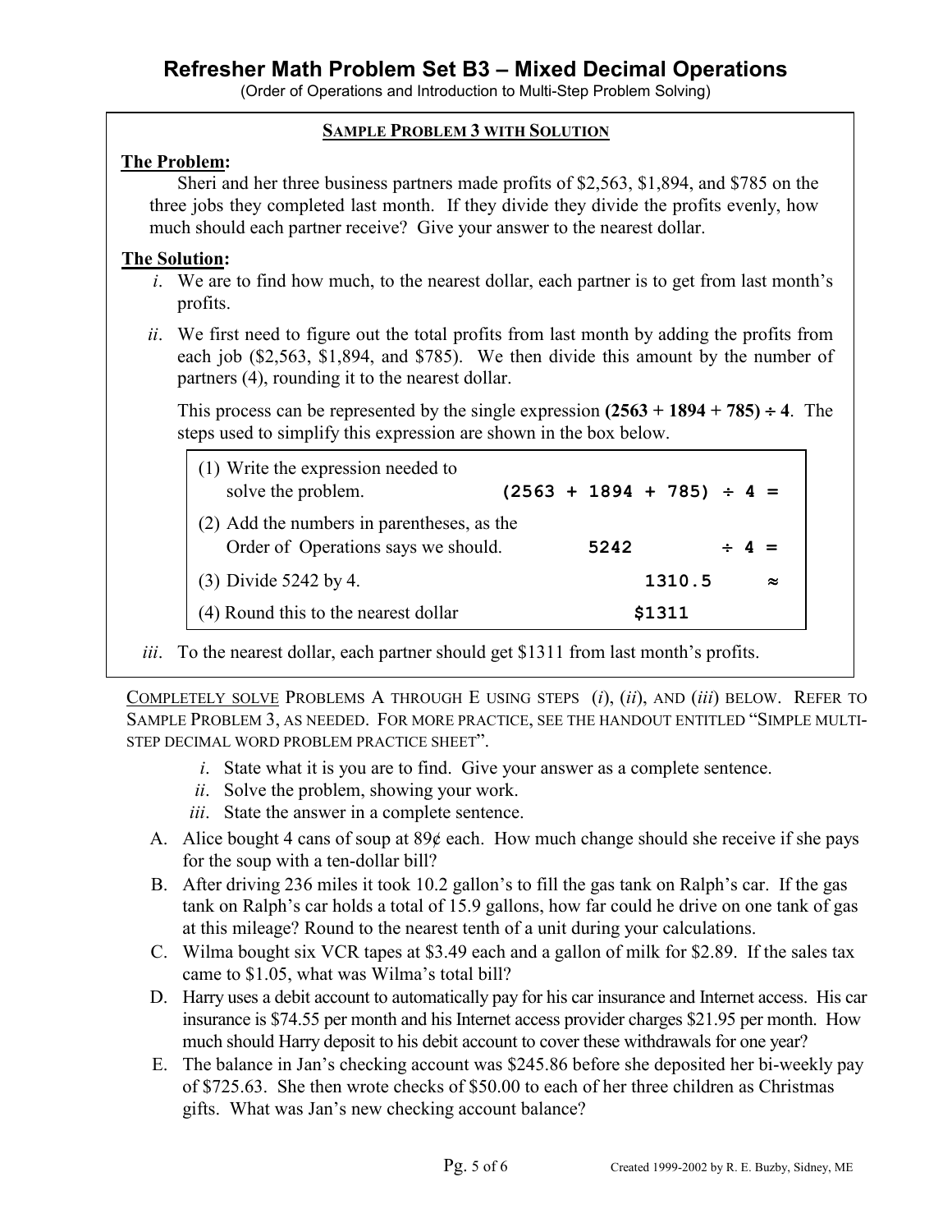# Refresher Math Problem Set B3 – Mixed Decimal Operations

(Order of Operations and Introduction to Multi-Step Problem Solving)

## SAMPLE PROBLEM 3 WITH SOLUTION

**The Problem:**

Sheri and her three business partners made profits of $2,563, $1,894, and $785 on the three jobs they completed last month. If they divide they divide the profits evenly, how much should each partner receive? Give your answer to the nearest dollar.

**The Solution:**

*i*. We are to find how much, to the nearest dollar, each partner is to get from last month's profits.

*ii*. We first need to figure out the total profits from last month by adding the profits from each job ($2,563, $1,894, and $785). We then divide this amount by the number of partners (4), rounding it to the nearest dollar.

This process can be represented by the single expression **(2563 + 1894 + 785) ÷ 4**. The steps used to simplify this expression are shown in the box below.

| Step | Work |
|---|---|
| (1) Write the expression needed to solve the problem. | **(2563 + 1894 + 785) ÷ 4 =** |
| (2) Add the numbers in parentheses, as the Order of Operations says we should. | **5242 ÷ 4 =** |
| (3) Divide 5242 by 4. | **1310.5 ≈** |
| (4) Round this to the nearest dollar | **$1311** |

*iii*. To the nearest dollar, each partner should get $1311 from last month's profits.

COMPLETELY SOLVE PROBLEMS A THROUGH E USING STEPS (*i*), (*ii*), AND (*iii*) BELOW. REFER TO SAMPLE PROBLEM 3, AS NEEDED. FOR MORE PRACTICE, SEE THE HANDOUT ENTITLED "SIMPLE MULTI-STEP DECIMAL WORD PROBLEM PRACTICE SHEET".

*i*. State what it is you are to find. Give your answer as a complete sentence.
*ii*. Solve the problem, showing your work.
*iii*. State the answer in a complete sentence.

A. Alice bought 4 cans of soup at 89¢ each. How much change should she receive if she pays for the soup with a ten-dollar bill?

B. After driving 236 miles it took 10.2 gallon's to fill the gas tank on Ralph's car. If the gas tank on Ralph's car holds a total of 15.9 gallons, how far could he drive on one tank of gas at this mileage? Round to the nearest tenth of a unit during your calculations.

C. Wilma bought six VCR tapes at $3.49 each and a gallon of milk for $2.89. If the sales tax came to $1.05, what was Wilma's total bill?

D. Harry uses a debit account to automatically pay for his car insurance and Internet access. His car insurance is $74.55 per month and his Internet access provider charges $21.95 per month. How much should Harry deposit to his debit account to cover these withdrawals for one year?

E. The balance in Jan's checking account was $245.86 before she deposited her bi-weekly pay of $725.63. She then wrote checks of $50.00 to each of her three children as Christmas gifts. What was Jan's new checking account balance?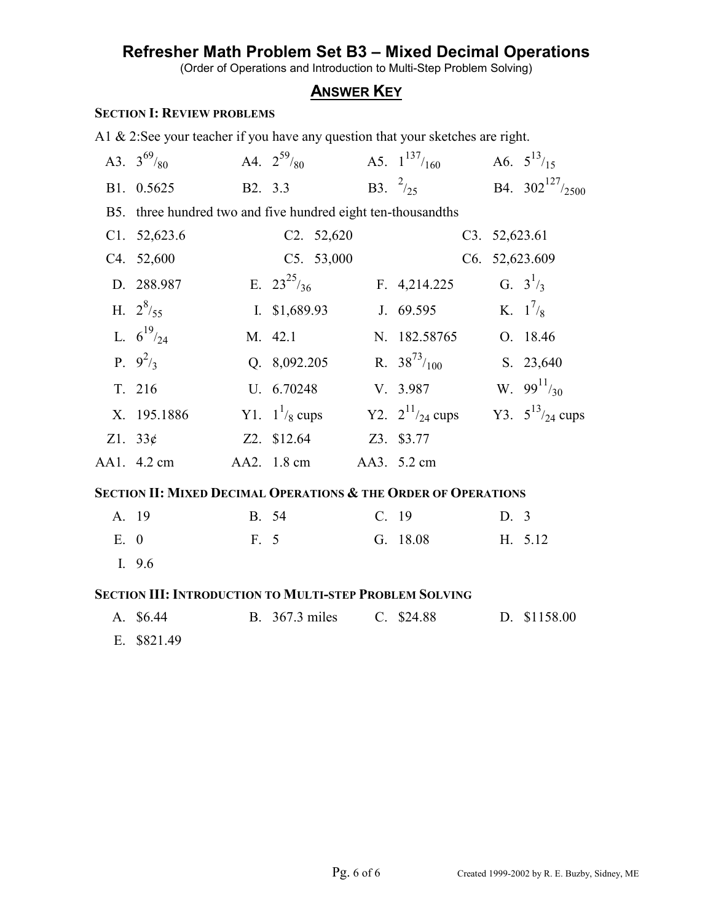# Refresher Math Problem Set B3 – Mixed Decimal Operations

(Order of Operations and Introduction to Multi-Step Problem Solving)

## ANSWER KEY

### SECTION I: REVIEW PROBLEMS

A1 & 2:See your teacher if you have any question that your sketches are right.

| | | | |
|---|---|---|---|
| A3. $3\frac{69}{80}$ | A4. $2\frac{59}{80}$ | A5. $1\frac{137}{160}$ | A6. $5\frac{13}{15}$ |
| B1. 0.5625 | B2. 3.3 | B3. $\frac{2}{25}$ | B4. $302\frac{127}{2500}$ |

B5. three hundred two and five hundred eight ten-thousandths

| | | |
|---|---|---|
| C1. 52,623.6 | C2. 52,620 | C3. 52,623.61 |
| C4. 52,600 | C5. 53,000 | C6. 52,623.609 |

| | | | |
|---|---|---|---|
| D. 288.987 | E. $23\frac{25}{36}$ | F. 4,214.225 | G. $3\frac{1}{3}$ |
| H. $2\frac{8}{55}$ | I. $1,689.93 | J. 69.595 | K. $1\frac{7}{8}$ |
| L. $6\frac{19}{24}$ | M. 42.1 | N. 182.58765 | O. 18.46 |
| P. $9\frac{2}{3}$ | Q. 8,092.205 | R. $38\frac{73}{100}$ | S. 23,640 |
| T. 216 | U. 6.70248 | V. 3.987 | W. $99\frac{11}{30}$ |
| X. 195.1886 | Y1. $1\frac{1}{8}$ cups | Y2. $2\frac{11}{24}$ cups | Y3. $5\frac{13}{24}$ cups |
| Z1. 33¢ | Z2. $12.64 | Z3. $3.77 | |
| AA1. 4.2 cm | AA2. 1.8 cm | AA3. 5.2 cm | |

### SECTION II: MIXED DECIMAL OPERATIONS & THE ORDER OF OPERATIONS

| | | | |
|---|---|---|---|
| A. 19 | B. 54 | C. 19 | D. 3 |
| E. 0 | F. 5 | G. 18.08 | H. 5.12 |
| I. 9.6 | | | |

### SECTION III: INTRODUCTION TO MULTI-STEP PROBLEM SOLVING

| | | | |
|---|---|---|---|
| A. $6.44 | B. 367.3 miles | C. $24.88 | D. $1158.00 |
| E. $821.49 | | | |

Created 1999-2002 by R. E. Buzby, Sidney, ME